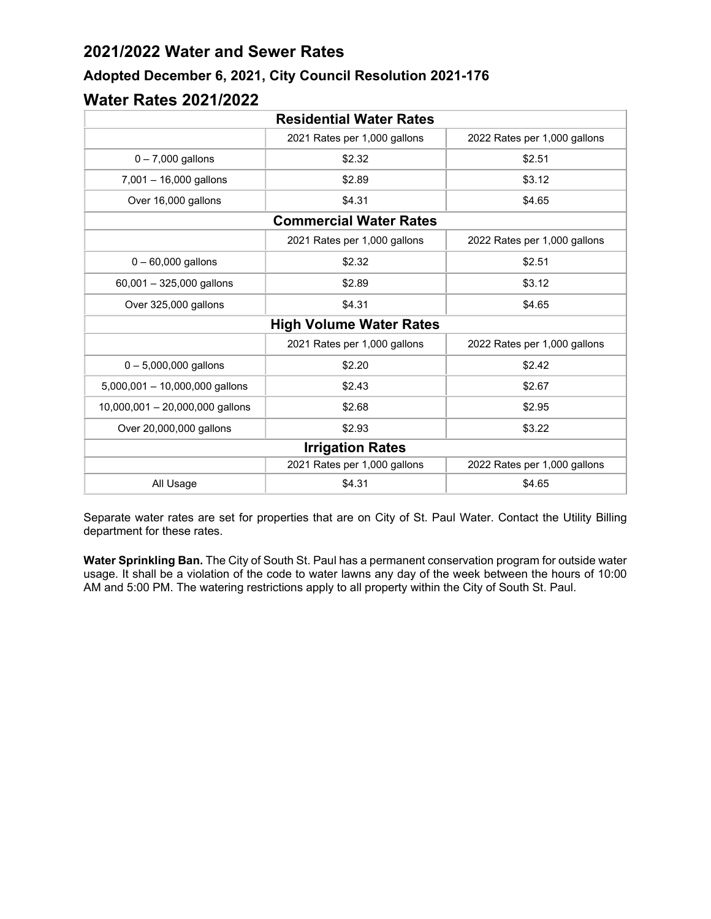# 2021/2022 Water and Sewer Rates

### Adopted December 6, 2021, City Council Resolution 2021-176

## Water Rates 2021/2022

| Residential Water Rates | | |
|---|---|---|
| | 2021 Rates per 1,000 gallons | 2022 Rates per 1,000 gallons |
| 0 – 7,000 gallons | $2.32 | $2.51 |
| 7,001 – 16,000 gallons | $2.89 | $3.12 |
| Over 16,000 gallons | $4.31 | $4.65 |
| **Commercial Water Rates** | | |
| | 2021 Rates per 1,000 gallons | 2022 Rates per 1,000 gallons |
| 0 – 60,000 gallons | $2.32 | $2.51 |
| 60,001 – 325,000 gallons | $2.89 | $3.12 |
| Over 325,000 gallons | $4.31 | $4.65 |
| **High Volume Water Rates** | | |
| | 2021 Rates per 1,000 gallons | 2022 Rates per 1,000 gallons |
| 0 – 5,000,000 gallons | $2.20 | $2.42 |
| 5,000,001 – 10,000,000 gallons | $2.43 | $2.67 |
| 10,000,001 – 20,000,000 gallons | $2.68 | $2.95 |
| Over 20,000,000 gallons | $2.93 | $3.22 |
| **Irrigation Rates** | | |
| | 2021 Rates per 1,000 gallons | 2022 Rates per 1,000 gallons |
| All Usage | $4.31 | $4.65 |

Separate water rates are set for properties that are on City of St. Paul Water. Contact the Utility Billing department for these rates.

**Water Sprinkling Ban.** The City of South St. Paul has a permanent conservation program for outside water usage. It shall be a violation of the code to water lawns any day of the week between the hours of 10:00 AM and 5:00 PM. The watering restrictions apply to all property within the City of South St. Paul.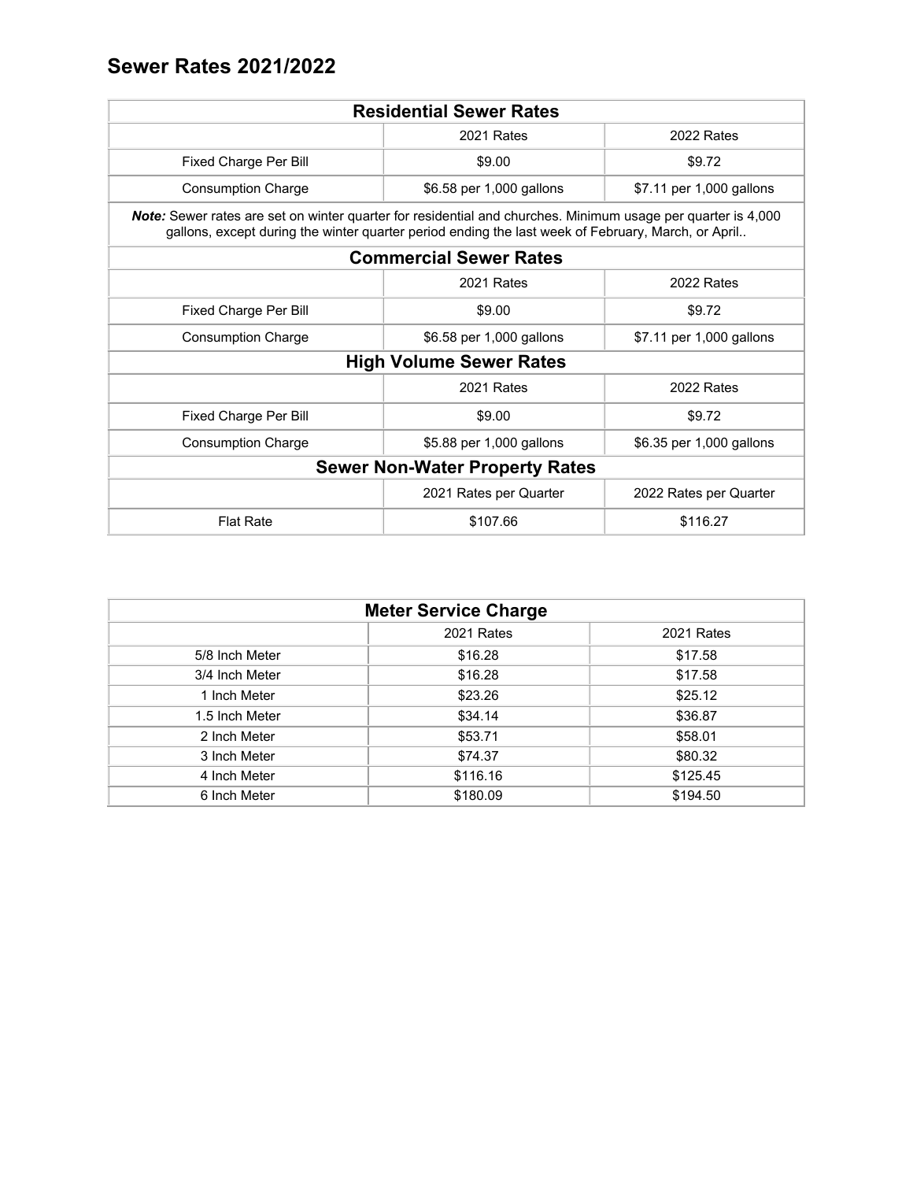## Sewer Rates 2021/2022

| Residential Sewer Rates | | |
|---|---|---|
| | 2021 Rates | 2022 Rates |
| Fixed Charge Per Bill | $9.00 | $9.72 |
| Consumption Charge | $6.58 per 1,000 gallons | $7.11 per 1,000 gallons |
| ***Note:*** Sewer rates are set on winter quarter for residential and churches. Minimum usage per quarter is 4,000 gallons, except during the winter quarter period ending the last week of February, March, or April.. | | |
| **Commercial Sewer Rates** | | |
| | 2021 Rates | 2022 Rates |
| Fixed Charge Per Bill | $9.00 | $9.72 |
| Consumption Charge | $6.58 per 1,000 gallons | $7.11 per 1,000 gallons |
| **High Volume Sewer Rates** | | |
| | 2021 Rates | 2022 Rates |
| Fixed Charge Per Bill | $9.00 | $9.72 |
| Consumption Charge | $5.88 per 1,000 gallons | $6.35 per 1,000 gallons |
| **Sewer Non-Water Property Rates** | | |
| | 2021 Rates per Quarter | 2022 Rates per Quarter |
| Flat Rate | $107.66 | $116.27 |

| Meter Service Charge | | |
|---|---|---|
| | 2021 Rates | 2021 Rates |
| 5/8 Inch Meter | $16.28 | $17.58 |
| 3/4 Inch Meter | $16.28 | $17.58 |
| 1 Inch Meter | $23.26 | $25.12 |
| 1.5 Inch Meter | $34.14 | $36.87 |
| 2 Inch Meter | $53.71 | $58.01 |
| 3 Inch Meter | $74.37 | $80.32 |
| 4 Inch Meter | $116.16 | $125.45 |
| 6 Inch Meter | $180.09 | $194.50 |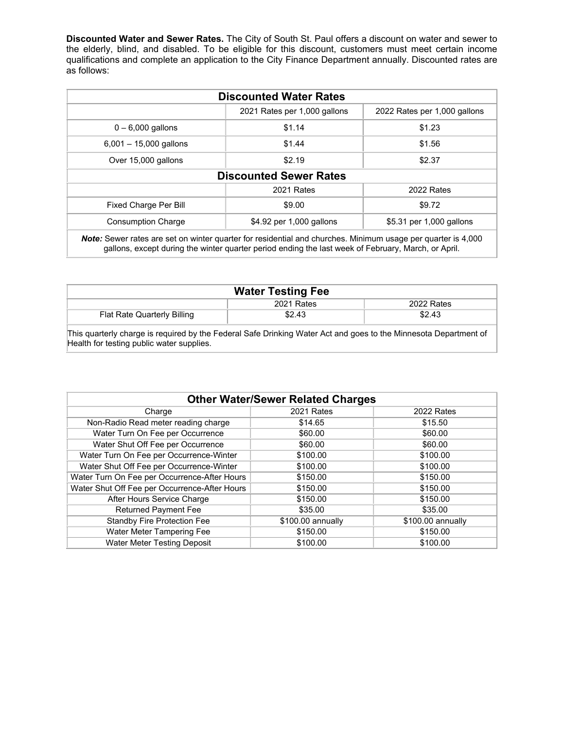**Discounted Water and Sewer Rates.** The City of South St. Paul offers a discount on water and sewer to the elderly, blind, and disabled. To be eligible for this discount, customers must meet certain income qualifications and complete an application to the City Finance Department annually. Discounted rates are as follows:

| **Discounted Water Rates** | | |
|---|---|---|
| | 2021 Rates per 1,000 gallons | 2022 Rates per 1,000 gallons |
| 0 – 6,000 gallons | $1.14 | $1.23 |
| 6,001 – 15,000 gallons | $1.44 | $1.56 |
| Over 15,000 gallons | $2.19 | $2.37 |
| **Discounted Sewer Rates** | | |
| | 2021 Rates | 2022 Rates |
| Fixed Charge Per Bill | $9.00 | $9.72 |
| Consumption Charge | $4.92 per 1,000 gallons | $5.31 per 1,000 gallons |
| ***Note:*** Sewer rates are set on winter quarter for residential and churches. Minimum usage per quarter is 4,000 gallons, except during the winter quarter period ending the last week of February, March, or April. | | |

| **Water Testing Fee** | | |
|---|---|---|
| | 2021 Rates | 2022 Rates |
| Flat Rate Quarterly Billing | $2.43 | $2.43 |
| This quarterly charge is required by the Federal Safe Drinking Water Act and goes to the Minnesota Department of Health for testing public water supplies. | | |

| **Other Water/Sewer Related Charges** | | |
|---|---|---|
| Charge | 2021 Rates | 2022 Rates |
| Non-Radio Read meter reading charge | $14.65 | $15.50 |
| Water Turn On Fee per Occurrence | $60.00 | $60.00 |
| Water Shut Off Fee per Occurrence | $60.00 | $60.00 |
| Water Turn On Fee per Occurrence-Winter | $100.00 | $100.00 |
| Water Shut Off Fee per Occurrence-Winter | $100.00 | $100.00 |
| Water Turn On Fee per Occurrence-After Hours | $150.00 | $150.00 |
| Water Shut Off Fee per Occurrence-After Hours | $150.00 | $150.00 |
| After Hours Service Charge | $150.00 | $150.00 |
| Returned Payment Fee | $35.00 | $35.00 |
| Standby Fire Protection Fee | $100.00 annually | $100.00 annually |
| Water Meter Tampering Fee | $150.00 | $150.00 |
| Water Meter Testing Deposit | $100.00 | $100.00 |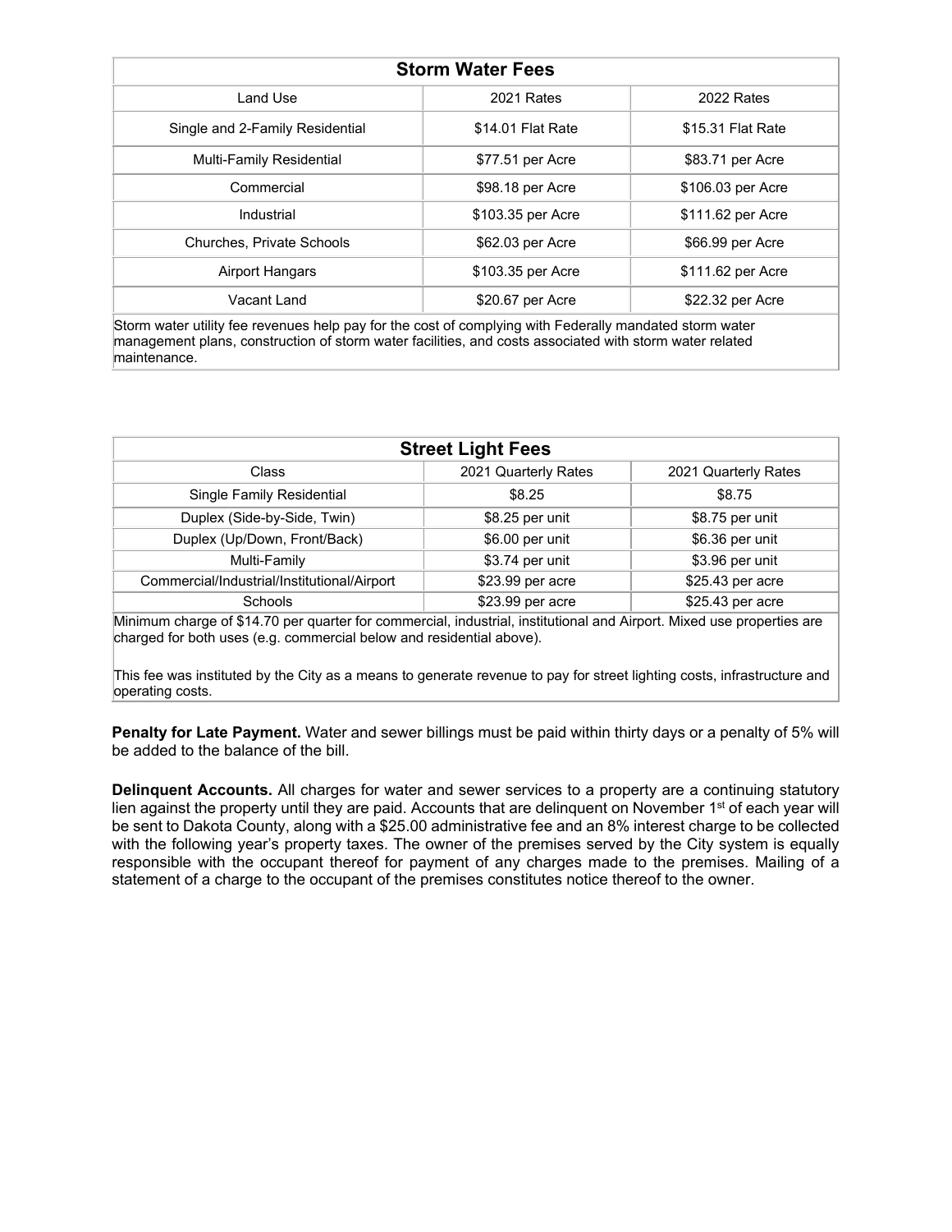| Storm Water Fees | | |
|---|---|---|
| Land Use | 2021 Rates | 2022 Rates |
| Single and 2-Family Residential | $14.01 Flat Rate | $15.31 Flat Rate |
| Multi-Family Residential | $77.51 per Acre | $83.71 per Acre |
| Commercial | $98.18 per Acre | $106.03 per Acre |
| Industrial | $103.35 per Acre | $111.62 per Acre |
| Churches, Private Schools | $62.03 per Acre | $66.99 per Acre |
| Airport Hangars | $103.35 per Acre | $111.62 per Acre |
| Vacant Land | $20.67 per Acre | $22.32 per Acre |

Storm water utility fee revenues help pay for the cost of complying with Federally mandated storm water management plans, construction of storm water facilities, and costs associated with storm water related maintenance.

| Street Light Fees | | |
|---|---|---|
| Class | 2021 Quarterly Rates | 2021 Quarterly Rates |
| Single Family Residential | $8.25 | $8.75 |
| Duplex (Side-by-Side, Twin) | $8.25 per unit | $8.75 per unit |
| Duplex (Up/Down, Front/Back) | $6.00 per unit | $6.36 per unit |
| Multi-Family | $3.74 per unit | $3.96 per unit |
| Commercial/Industrial/Institutional/Airport | $23.99 per acre | $25.43 per acre |
| Schools | $23.99 per acre | $25.43 per acre |

Minimum charge of $14.70 per quarter for commercial, industrial, institutional and Airport. Mixed use properties are charged for both uses (e.g. commercial below and residential above).

This fee was instituted by the City as a means to generate revenue to pay for street lighting costs, infrastructure and operating costs.

**Penalty for Late Payment.** Water and sewer billings must be paid within thirty days or a penalty of 5% will be added to the balance of the bill.

**Delinquent Accounts.** All charges for water and sewer services to a property are a continuing statutory lien against the property until they are paid. Accounts that are delinquent on November 1st of each year will be sent to Dakota County, along with a $25.00 administrative fee and an 8% interest charge to be collected with the following year's property taxes. The owner of the premises served by the City system is equally responsible with the occupant thereof for payment of any charges made to the premises. Mailing of a statement of a charge to the occupant of the premises constitutes notice thereof to the owner.